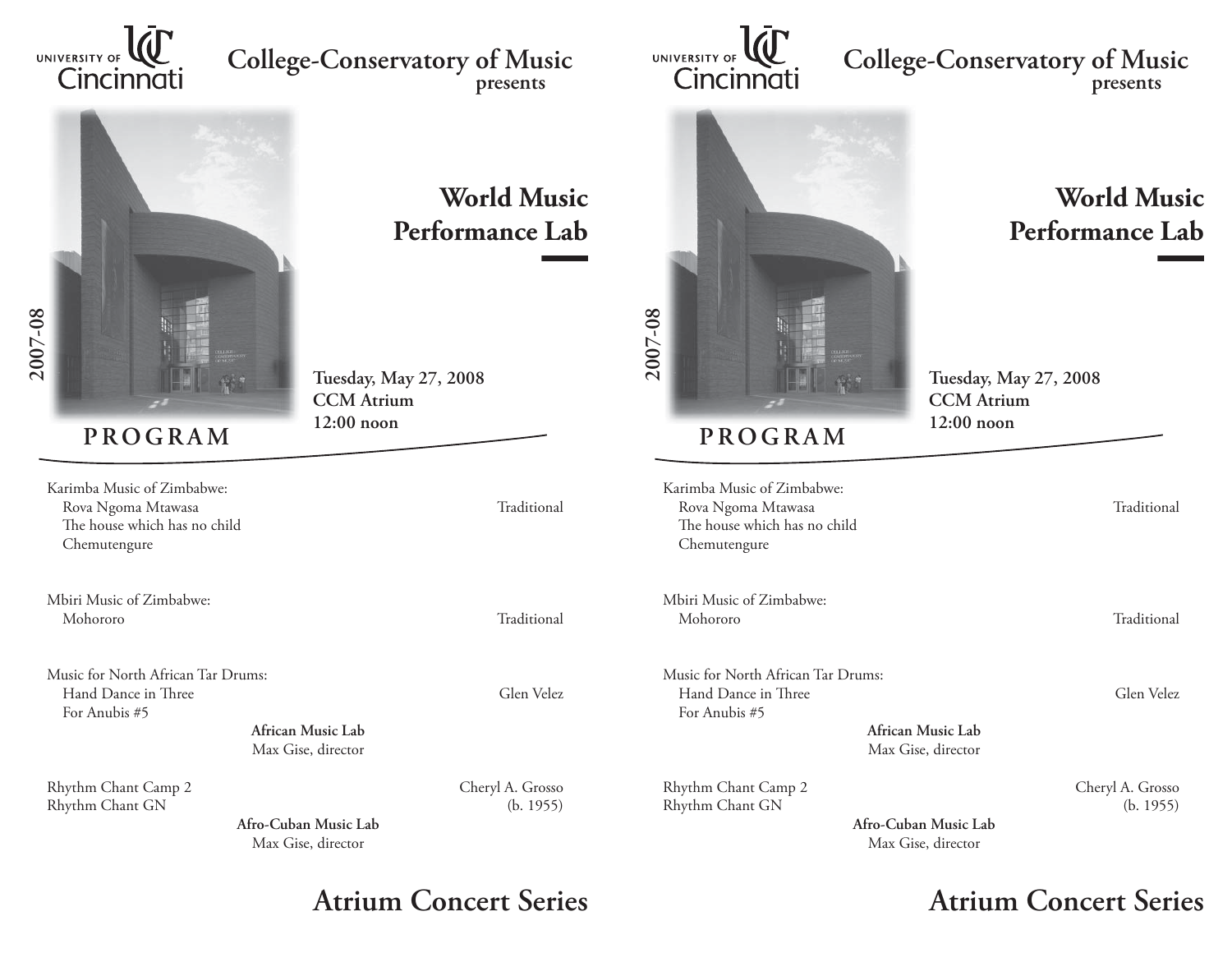University of Cincinnati

# College-Conservatory of Music
presents

2007-08

## World Music Performance Lab

**Tuesday, May 27, 2008**
**CCM Atrium**
**12:00 noon**

## PROGRAM

Karimba Music of Zimbabwe:
Rova Ngoma Mtawasa — Traditional
The house which has no child
Chemutengure

Mbiri Music of Zimbabwe:
Mohororo — Traditional

Music for North African Tar Drums:
Hand Dance in Three — Glen Velez
For Anubis #5

**African Music Lab**
Max Gise, director

Rhythm Chant Camp 2 — Cheryl A. Grosso (b. 1955)
Rhythm Chant GN

**Afro-Cuban Music Lab**
Max Gise, director

## Atrium Concert Series

University of Cincinnati

# College-Conservatory of Music
presents

2007-08

## World Music Performance Lab

**Tuesday, May 27, 2008**
**CCM Atrium**
**12:00 noon**

## PROGRAM

Karimba Music of Zimbabwe:
Rova Ngoma Mtawasa — Traditional
The house which has no child
Chemutengure

Mbiri Music of Zimbabwe:
Mohororo — Traditional

Music for North African Tar Drums:
Hand Dance in Three — Glen Velez
For Anubis #5

**African Music Lab**
Max Gise, director

Rhythm Chant Camp 2 — Cheryl A. Grosso (b. 1955)
Rhythm Chant GN

**Afro-Cuban Music Lab**
Max Gise, director

## Atrium Concert Series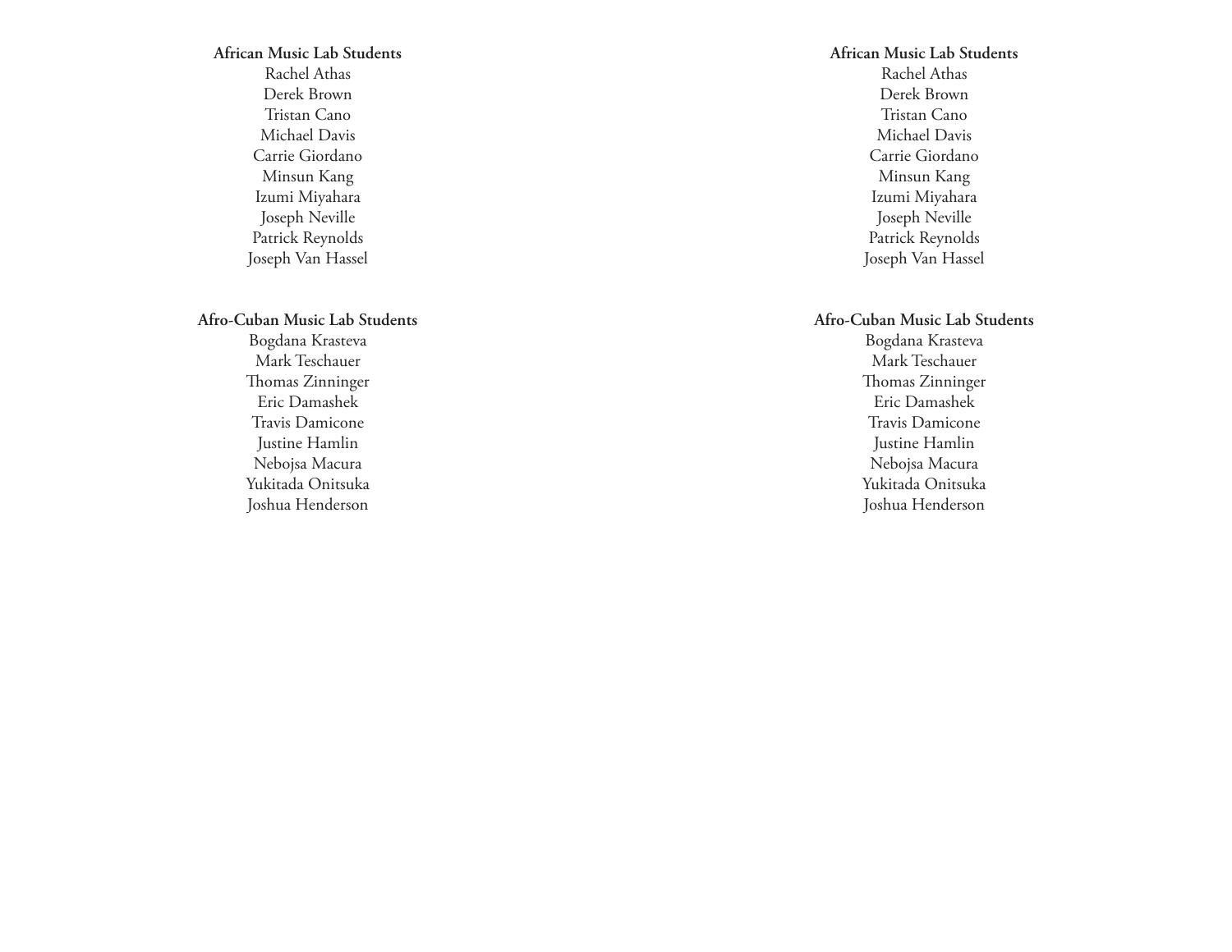**African Music Lab Students**

Rachel Athas
Derek Brown
Tristan Cano
Michael Davis
Carrie Giordano
Minsun Kang
Izumi Miyahara
Joseph Neville
Patrick Reynolds
Joseph Van Hassel

**Afro-Cuban Music Lab Students**

Bogdana Krasteva
Mark Teschauer
Thomas Zinninger
Eric Damashek
Travis Damicone
Justine Hamlin
Nebojsa Macura
Yukitada Onitsuka
Joshua Henderson